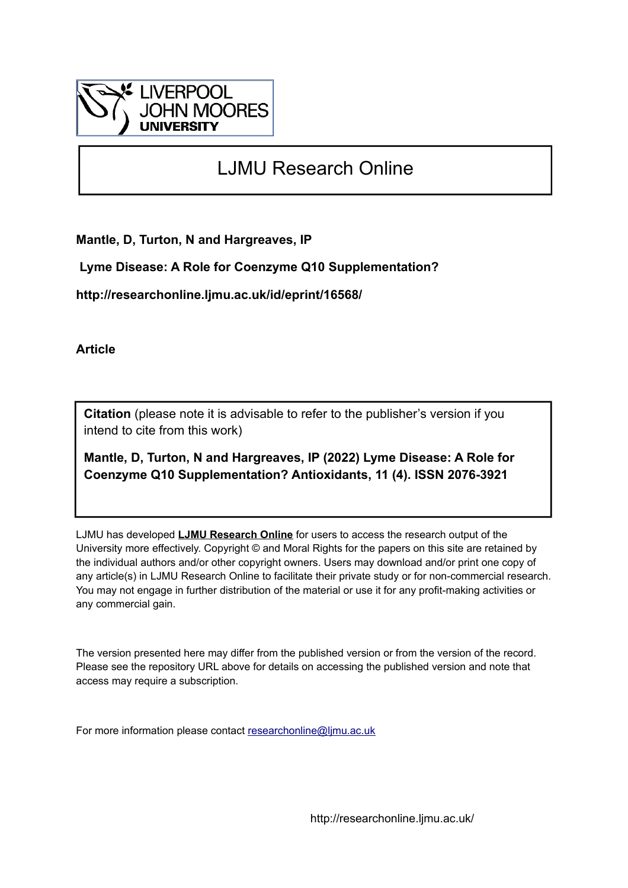LIVERPOOL JOHN MOORES UNIVERSITY

# LJMU Research Online

**Mantle, D, Turton, N and Hargreaves, IP**

**Lyme Disease: A Role for Coenzyme Q10 Supplementation?**

**http://researchonline.ljmu.ac.uk/id/eprint/16568/**

**Article**

**Citation** (please note it is advisable to refer to the publisher's version if you intend to cite from this work)

**Mantle, D, Turton, N and Hargreaves, IP (2022) Lyme Disease: A Role for Coenzyme Q10 Supplementation? Antioxidants, 11 (4). ISSN 2076-3921**

LJMU has developed **LJMU Research Online** for users to access the research output of the University more effectively. Copyright © and Moral Rights for the papers on this site are retained by the individual authors and/or other copyright owners. Users may download and/or print one copy of any article(s) in LJMU Research Online to facilitate their private study or for non-commercial research. You may not engage in further distribution of the material or use it for any profit-making activities or any commercial gain.

The version presented here may differ from the published version or from the version of the record. Please see the repository URL above for details on accessing the published version and note that access may require a subscription.

For more information please contact researchonline@ljmu.ac.uk

http://researchonline.ljmu.ac.uk/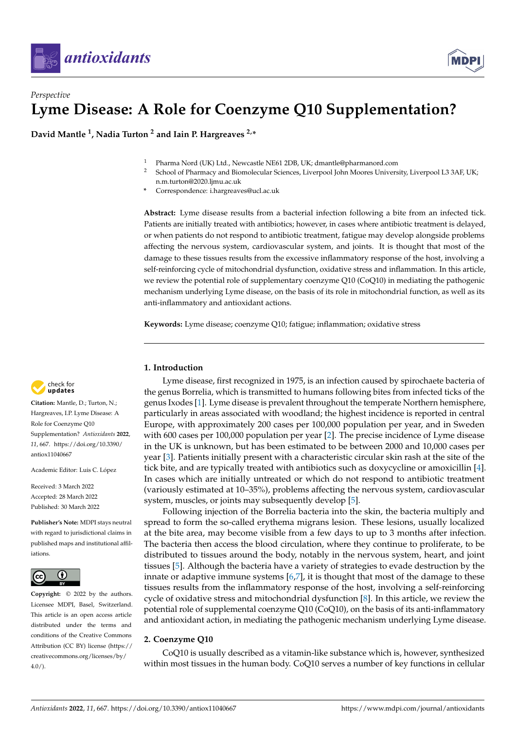*Perspective*

# Lyme Disease: A Role for Coenzyme Q10 Supplementation?

**David Mantle [1], Nadia Turton [2] and Iain P. Hargreaves [2,*]**

[1] Pharma Nord (UK) Ltd., Newcastle NE61 2DB, UK; dmantle@pharmanord.com
[2] School of Pharmacy and Biomolecular Sciences, Liverpool John Moores University, Liverpool L3 3AF, UK; n.m.turton@2020.ljmu.ac.uk
* Correspondence: i.hargreaves@ucl.ac.uk

**Abstract:** Lyme disease results from a bacterial infection following a bite from an infected tick. Patients are initially treated with antibiotics; however, in cases where antibiotic treatment is delayed, or when patients do not respond to antibiotic treatment, fatigue may develop alongside problems affecting the nervous system, cardiovascular system, and joints. It is thought that most of the damage to these tissues results from the excessive inflammatory response of the host, involving a self-reinforcing cycle of mitochondrial dysfunction, oxidative stress and inflammation. In this article, we review the potential role of supplementary coenzyme Q10 (CoQ10) in mediating the pathogenic mechanism underlying Lyme disease, on the basis of its role in mitochondrial function, as well as its anti-inflammatory and antioxidant actions.

**Keywords:** Lyme disease; coenzyme Q10; fatigue; inflammation; oxidative stress

**Citation:** Mantle, D.; Turton, N.; Hargreaves, I.P. Lyme Disease: A Role for Coenzyme Q10 Supplementation? *Antioxidants* **2022**, *11*, 667. https://doi.org/10.3390/antiox11040667

Academic Editor: Luis C. López

Received: 3 March 2022
Accepted: 28 March 2022
Published: 30 March 2022

**Publisher's Note:** MDPI stays neutral with regard to jurisdictional claims in published maps and institutional affiliations.

**Copyright:** © 2022 by the authors. Licensee MDPI, Basel, Switzerland. This article is an open access article distributed under the terms and conditions of the Creative Commons Attribution (CC BY) license (https://creativecommons.org/licenses/by/4.0/).

## 1. Introduction

Lyme disease, first recognized in 1975, is an infection caused by spirochaete bacteria of the genus Borrelia, which is transmitted to humans following bites from infected ticks of the genus Ixodes [1]. Lyme disease is prevalent throughout the temperate Northern hemisphere, particularly in areas associated with woodland; the highest incidence is reported in central Europe, with approximately 200 cases per 100,000 population per year, and in Sweden with 600 cases per 100,000 population per year [2]. The precise incidence of Lyme disease in the UK is unknown, but has been estimated to be between 2000 and 10,000 cases per year [3]. Patients initially present with a characteristic circular skin rash at the site of the tick bite, and are typically treated with antibiotics such as doxycycline or amoxicillin [4]. In cases which are initially untreated or which do not respond to antibiotic treatment (variously estimated at 10–35%), problems affecting the nervous system, cardiovascular system, muscles, or joints may subsequently develop [5].

Following injection of the Borrelia bacteria into the skin, the bacteria multiply and spread to form the so-called erythema migrans lesion. These lesions, usually localized at the bite area, may become visible from a few days to up to 3 months after infection. The bacteria then access the blood circulation, where they continue to proliferate, to be distributed to tissues around the body, notably in the nervous system, heart, and joint tissues [5]. Although the bacteria have a variety of strategies to evade destruction by the innate or adaptive immune systems [6,7], it is thought that most of the damage to these tissues results from the inflammatory response of the host, involving a self-reinforcing cycle of oxidative stress and mitochondrial dysfunction [8]. In this article, we review the potential role of supplemental coenzyme Q10 (CoQ10), on the basis of its anti-inflammatory and antioxidant action, in mediating the pathogenic mechanism underlying Lyme disease.

## 2. Coenzyme Q10

CoQ10 is usually described as a vitamin-like substance which is, however, synthesized within most tissues in the human body. CoQ10 serves a number of key functions in cellular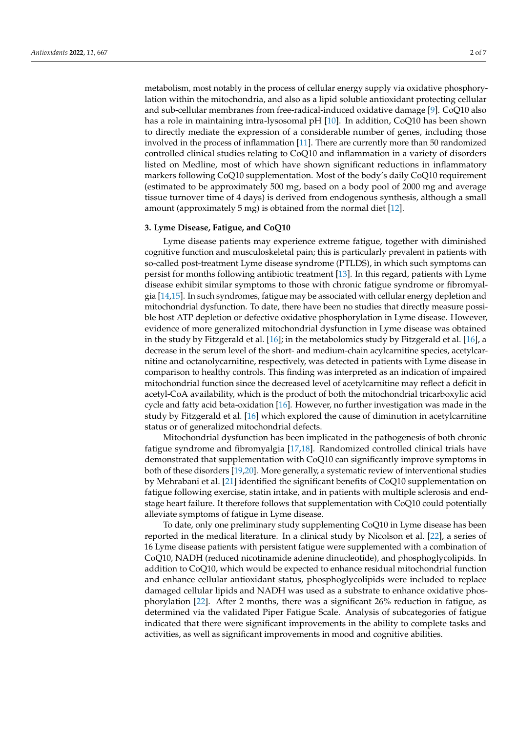metabolism, most notably in the process of cellular energy supply via oxidative phosphorylation within the mitochondria, and also as a lipid soluble antioxidant protecting cellular and sub-cellular membranes from free-radical-induced oxidative damage [9]. CoQ10 also has a role in maintaining intra-lysosomal pH [10]. In addition, CoQ10 has been shown to directly mediate the expression of a considerable number of genes, including those involved in the process of inflammation [11]. There are currently more than 50 randomized controlled clinical studies relating to CoQ10 and inflammation in a variety of disorders listed on Medline, most of which have shown significant reductions in inflammatory markers following CoQ10 supplementation. Most of the body's daily CoQ10 requirement (estimated to be approximately 500 mg, based on a body pool of 2000 mg and average tissue turnover time of 4 days) is derived from endogenous synthesis, although a small amount (approximately 5 mg) is obtained from the normal diet [12].

## 3. Lyme Disease, Fatigue, and CoQ10

Lyme disease patients may experience extreme fatigue, together with diminished cognitive function and musculoskeletal pain; this is particularly prevalent in patients with so-called post-treatment Lyme disease syndrome (PTLDS), in which such symptoms can persist for months following antibiotic treatment [13]. In this regard, patients with Lyme disease exhibit similar symptoms to those with chronic fatigue syndrome or fibromyalgia [14,15]. In such syndromes, fatigue may be associated with cellular energy depletion and mitochondrial dysfunction. To date, there have been no studies that directly measure possible host ATP depletion or defective oxidative phosphorylation in Lyme disease. However, evidence of more generalized mitochondrial dysfunction in Lyme disease was obtained in the study by Fitzgerald et al. [16]; in the metabolomics study by Fitzgerald et al. [16], a decrease in the serum level of the short- and medium-chain acylcarnitine species, acetylcarnitine and octanolycarnitine, respectively, was detected in patients with Lyme disease in comparison to healthy controls. This finding was interpreted as an indication of impaired mitochondrial function since the decreased level of acetylcarnitine may reflect a deficit in acetyl-CoA availability, which is the product of both the mitochondrial tricarboxylic acid cycle and fatty acid beta-oxidation [16]. However, no further investigation was made in the study by Fitzgerald et al. [16] which explored the cause of diminution in acetylcarnitine status or of generalized mitochondrial defects.

Mitochondrial dysfunction has been implicated in the pathogenesis of both chronic fatigue syndrome and fibromyalgia [17,18]. Randomized controlled clinical trials have demonstrated that supplementation with CoQ10 can significantly improve symptoms in both of these disorders [19,20]. More generally, a systematic review of interventional studies by Mehrabani et al. [21] identified the significant benefits of CoQ10 supplementation on fatigue following exercise, statin intake, and in patients with multiple sclerosis and end-stage heart failure. It therefore follows that supplementation with CoQ10 could potentially alleviate symptoms of fatigue in Lyme disease.

To date, only one preliminary study supplementing CoQ10 in Lyme disease has been reported in the medical literature. In a clinical study by Nicolson et al. [22], a series of 16 Lyme disease patients with persistent fatigue were supplemented with a combination of CoQ10, NADH (reduced nicotinamide adenine dinucleotide), and phosphoglycolipids. In addition to CoQ10, which would be expected to enhance residual mitochondrial function and enhance cellular antioxidant status, phosphoglycolipids were included to replace damaged cellular lipids and NADH was used as a substrate to enhance oxidative phosphorylation [22]. After 2 months, there was a significant 26% reduction in fatigue, as determined via the validated Piper Fatigue Scale. Analysis of subcategories of fatigue indicated that there were significant improvements in the ability to complete tasks and activities, as well as significant improvements in mood and cognitive abilities.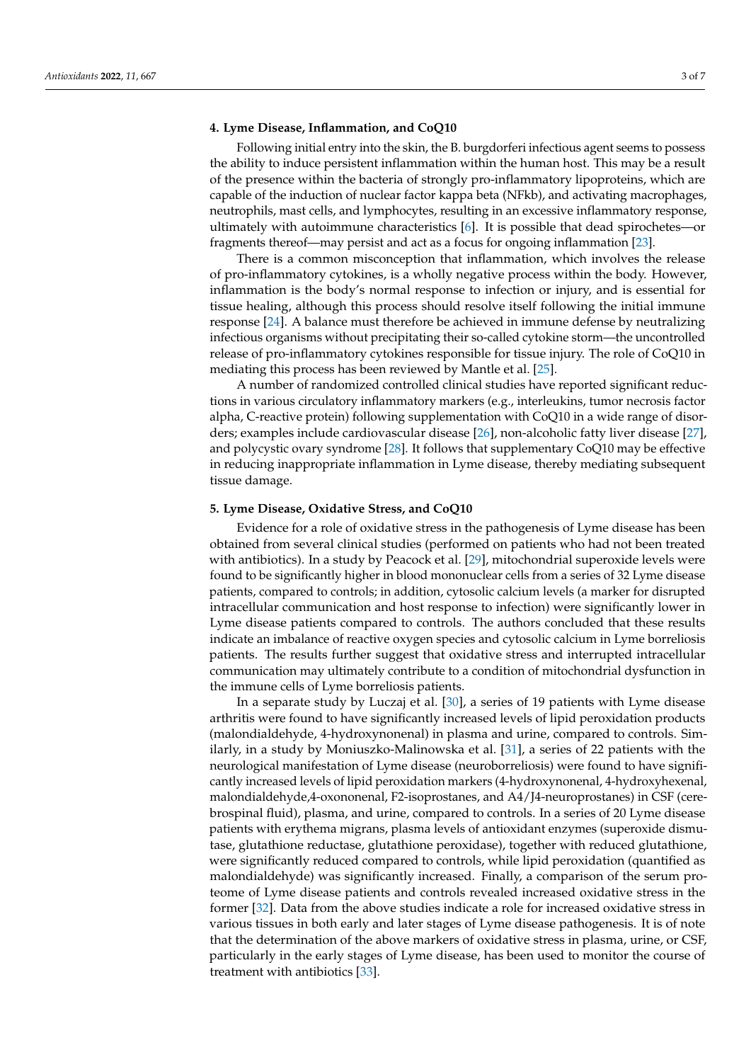## 4. Lyme Disease, Inflammation, and CoQ10

Following initial entry into the skin, the B. burgdorferi infectious agent seems to possess the ability to induce persistent inflammation within the human host. This may be a result of the presence within the bacteria of strongly pro-inflammatory lipoproteins, which are capable of the induction of nuclear factor kappa beta (NFkb), and activating macrophages, neutrophils, mast cells, and lymphocytes, resulting in an excessive inflammatory response, ultimately with autoimmune characteristics [6]. It is possible that dead spirochetes—or fragments thereof—may persist and act as a focus for ongoing inflammation [23].

There is a common misconception that inflammation, which involves the release of pro-inflammatory cytokines, is a wholly negative process within the body. However, inflammation is the body's normal response to infection or injury, and is essential for tissue healing, although this process should resolve itself following the initial immune response [24]. A balance must therefore be achieved in immune defense by neutralizing infectious organisms without precipitating their so-called cytokine storm—the uncontrolled release of pro-inflammatory cytokines responsible for tissue injury. The role of CoQ10 in mediating this process has been reviewed by Mantle et al. [25].

A number of randomized controlled clinical studies have reported significant reductions in various circulatory inflammatory markers (e.g., interleukins, tumor necrosis factor alpha, C-reactive protein) following supplementation with CoQ10 in a wide range of disorders; examples include cardiovascular disease [26], non-alcoholic fatty liver disease [27], and polycystic ovary syndrome [28]. It follows that supplementary CoQ10 may be effective in reducing inappropriate inflammation in Lyme disease, thereby mediating subsequent tissue damage.

## 5. Lyme Disease, Oxidative Stress, and CoQ10

Evidence for a role of oxidative stress in the pathogenesis of Lyme disease has been obtained from several clinical studies (performed on patients who had not been treated with antibiotics). In a study by Peacock et al. [29], mitochondrial superoxide levels were found to be significantly higher in blood mononuclear cells from a series of 32 Lyme disease patients, compared to controls; in addition, cytosolic calcium levels (a marker for disrupted intracellular communication and host response to infection) were significantly lower in Lyme disease patients compared to controls. The authors concluded that these results indicate an imbalance of reactive oxygen species and cytosolic calcium in Lyme borreliosis patients. The results further suggest that oxidative stress and interrupted intracellular communication may ultimately contribute to a condition of mitochondrial dysfunction in the immune cells of Lyme borreliosis patients.

In a separate study by Luczaj et al. [30], a series of 19 patients with Lyme disease arthritis were found to have significantly increased levels of lipid peroxidation products (malondialdehyde, 4-hydroxynonenal) in plasma and urine, compared to controls. Similarly, in a study by Moniuszko-Malinowska et al. [31], a series of 22 patients with the neurological manifestation of Lyme disease (neuroborreliosis) were found to have significantly increased levels of lipid peroxidation markers (4-hydroxynonenal, 4-hydroxyhexenal, malondialdehyde,4-oxononenal, F2-isoprostanes, and A4/J4-neuroprostanes) in CSF (cerebrospinal fluid), plasma, and urine, compared to controls. In a series of 20 Lyme disease patients with erythema migrans, plasma levels of antioxidant enzymes (superoxide dismutase, glutathione reductase, glutathione peroxidase), together with reduced glutathione, were significantly reduced compared to controls, while lipid peroxidation (quantified as malondialdehyde) was significantly increased. Finally, a comparison of the serum proteome of Lyme disease patients and controls revealed increased oxidative stress in the former [32]. Data from the above studies indicate a role for increased oxidative stress in various tissues in both early and later stages of Lyme disease pathogenesis. It is of note that the determination of the above markers of oxidative stress in plasma, urine, or CSF, particularly in the early stages of Lyme disease, has been used to monitor the course of treatment with antibiotics [33].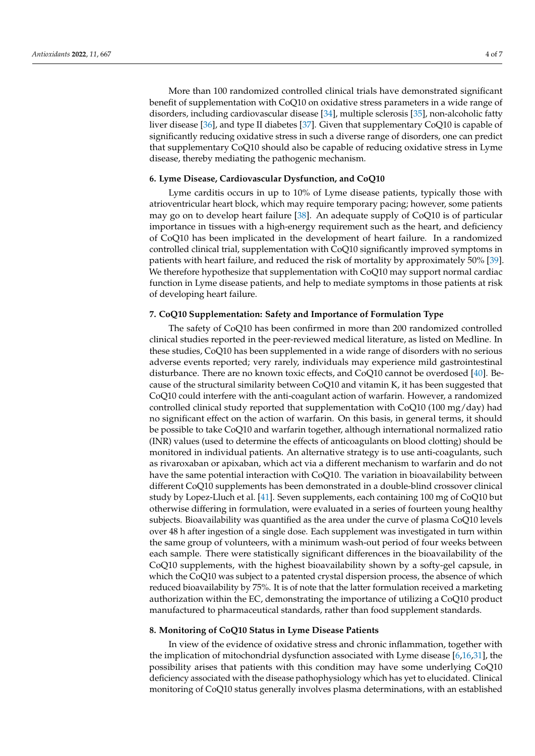More than 100 randomized controlled clinical trials have demonstrated significant benefit of supplementation with CoQ10 on oxidative stress parameters in a wide range of disorders, including cardiovascular disease [34], multiple sclerosis [35], non-alcoholic fatty liver disease [36], and type II diabetes [37]. Given that supplementary CoQ10 is capable of significantly reducing oxidative stress in such a diverse range of disorders, one can predict that supplementary CoQ10 should also be capable of reducing oxidative stress in Lyme disease, thereby mediating the pathogenic mechanism.

## 6. Lyme Disease, Cardiovascular Dysfunction, and CoQ10

Lyme carditis occurs in up to 10% of Lyme disease patients, typically those with atrioventricular heart block, which may require temporary pacing; however, some patients may go on to develop heart failure [38]. An adequate supply of CoQ10 is of particular importance in tissues with a high-energy requirement such as the heart, and deficiency of CoQ10 has been implicated in the development of heart failure. In a randomized controlled clinical trial, supplementation with CoQ10 significantly improved symptoms in patients with heart failure, and reduced the risk of mortality by approximately 50% [39]. We therefore hypothesize that supplementation with CoQ10 may support normal cardiac function in Lyme disease patients, and help to mediate symptoms in those patients at risk of developing heart failure.

## 7. CoQ10 Supplementation: Safety and Importance of Formulation Type

The safety of CoQ10 has been confirmed in more than 200 randomized controlled clinical studies reported in the peer-reviewed medical literature, as listed on Medline. In these studies, CoQ10 has been supplemented in a wide range of disorders with no serious adverse events reported; very rarely, individuals may experience mild gastrointestinal disturbance. There are no known toxic effects, and CoQ10 cannot be overdosed [40]. Because of the structural similarity between CoQ10 and vitamin K, it has been suggested that CoQ10 could interfere with the anti-coagulant action of warfarin. However, a randomized controlled clinical study reported that supplementation with CoQ10 (100 mg/day) had no significant effect on the action of warfarin. On this basis, in general terms, it should be possible to take CoQ10 and warfarin together, although international normalized ratio (INR) values (used to determine the effects of anticoagulants on blood clotting) should be monitored in individual patients. An alternative strategy is to use anti-coagulants, such as rivaroxaban or apixaban, which act via a different mechanism to warfarin and do not have the same potential interaction with CoQ10. The variation in bioavailability between different CoQ10 supplements has been demonstrated in a double-blind crossover clinical study by Lopez-Lluch et al. [41]. Seven supplements, each containing 100 mg of CoQ10 but otherwise differing in formulation, were evaluated in a series of fourteen young healthy subjects. Bioavailability was quantified as the area under the curve of plasma CoQ10 levels over 48 h after ingestion of a single dose. Each supplement was investigated in turn within the same group of volunteers, with a minimum wash-out period of four weeks between each sample. There were statistically significant differences in the bioavailability of the CoQ10 supplements, with the highest bioavailability shown by a softy-gel capsule, in which the CoQ10 was subject to a patented crystal dispersion process, the absence of which reduced bioavailability by 75%. It is of note that the latter formulation received a marketing authorization within the EC, demonstrating the importance of utilizing a CoQ10 product manufactured to pharmaceutical standards, rather than food supplement standards.

## 8. Monitoring of CoQ10 Status in Lyme Disease Patients

In view of the evidence of oxidative stress and chronic inflammation, together with the implication of mitochondrial dysfunction associated with Lyme disease [6,16,31], the possibility arises that patients with this condition may have some underlying CoQ10 deficiency associated with the disease pathophysiology which has yet to elucidated. Clinical monitoring of CoQ10 status generally involves plasma determinations, with an established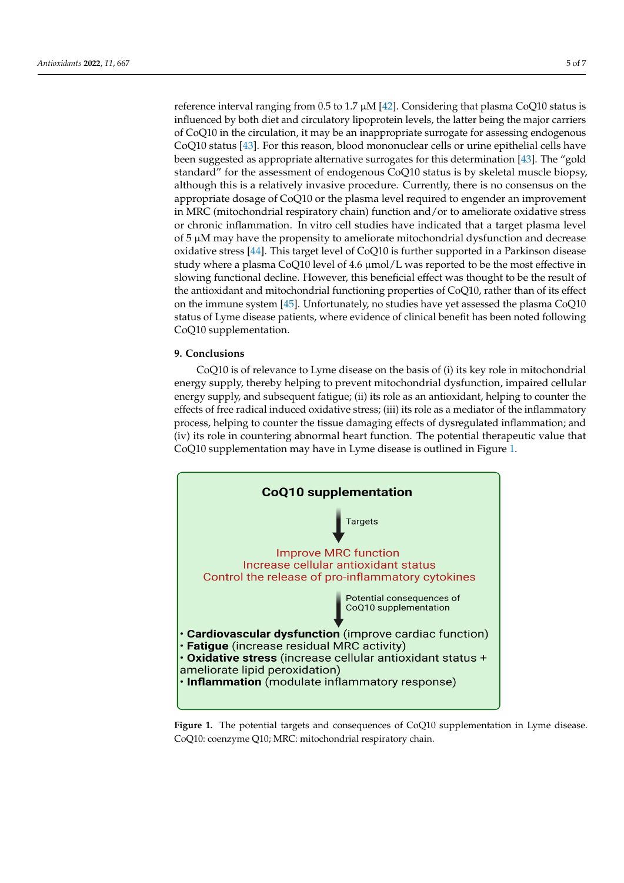reference interval ranging from 0.5 to 1.7 μM [42]. Considering that plasma CoQ10 status is influenced by both diet and circulatory lipoprotein levels, the latter being the major carriers of CoQ10 in the circulation, it may be an inappropriate surrogate for assessing endogenous CoQ10 status [43]. For this reason, blood mononuclear cells or urine epithelial cells have been suggested as appropriate alternative surrogates for this determination [43]. The "gold standard" for the assessment of endogenous CoQ10 status is by skeletal muscle biopsy, although this is a relatively invasive procedure. Currently, there is no consensus on the appropriate dosage of CoQ10 or the plasma level required to engender an improvement in MRC (mitochondrial respiratory chain) function and/or to ameliorate oxidative stress or chronic inflammation. In vitro cell studies have indicated that a target plasma level of 5 μM may have the propensity to ameliorate mitochondrial dysfunction and decrease oxidative stress [44]. This target level of CoQ10 is further supported in a Parkinson disease study where a plasma CoQ10 level of 4.6 μmol/L was reported to be the most effective in slowing functional decline. However, this beneficial effect was thought to be the result of the antioxidant and mitochondrial functioning properties of CoQ10, rather than of its effect on the immune system [45]. Unfortunately, no studies have yet assessed the plasma CoQ10 status of Lyme disease patients, where evidence of clinical benefit has been noted following CoQ10 supplementation.

## 9. Conclusions

CoQ10 is of relevance to Lyme disease on the basis of (i) its key role in mitochondrial energy supply, thereby helping to prevent mitochondrial dysfunction, impaired cellular energy supply, and subsequent fatigue; (ii) its role as an antioxidant, helping to counter the effects of free radical induced oxidative stress; (iii) its role as a mediator of the inflammatory process, helping to counter the tissue damaging effects of dysregulated inflammation; and (iv) its role in countering abnormal heart function. The potential therapeutic value that CoQ10 supplementation may have in Lyme disease is outlined in Figure 1.

**CoQ10 supplementation**

↓ Targets

Improve MRC function
Increase cellular antioxidant status
Control the release of pro-inflammatory cytokines

↓ Potential consequences of CoQ10 supplementation

- **Cardiovascular dysfunction** (improve cardiac function)
- **Fatigue** (increase residual MRC activity)
- **Oxidative stress** (increase cellular antioxidant status + ameliorate lipid peroxidation)
- **Inflammation** (modulate inflammatory response)

**Figure 1.** The potential targets and consequences of CoQ10 supplementation in Lyme disease. CoQ10: coenzyme Q10; MRC: mitochondrial respiratory chain.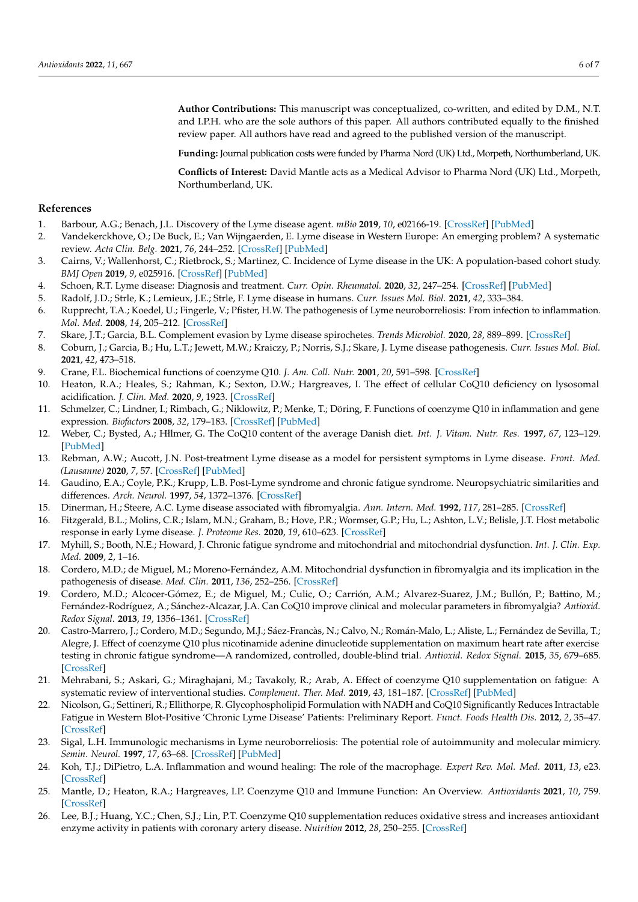**Author Contributions:** This manuscript was conceptualized, co-written, and edited by D.M., N.T. and I.P.H. who are the sole authors of this paper. All authors contributed equally to the finished review paper. All authors have read and agreed to the published version of the manuscript.

**Funding:** Journal publication costs were funded by Pharma Nord (UK) Ltd., Morpeth, Northumberland, UK.

**Conflicts of Interest:** David Mantle acts as a Medical Advisor to Pharma Nord (UK) Ltd., Morpeth, Northumberland, UK.

## References

1. Barbour, A.G.; Benach, J.L. Discovery of the Lyme disease agent. *mBio* **2019**, *10*, e02166-19. [CrossRef] [PubMed]
2. Vandekerckhove, O.; De Buck, E.; Van Wijngaerden, E. Lyme disease in Western Europe: An emerging problem? A systematic review. *Acta Clin. Belg.* **2021**, *76*, 244–252. [CrossRef] [PubMed]
3. Cairns, V.; Wallenhorst, C.; Rietbrock, S.; Martinez, C. Incidence of Lyme disease in the UK: A population-based cohort study. *BMJ Open* **2019**, *9*, e025916. [CrossRef] [PubMed]
4. Schoen, R.T. Lyme disease: Diagnosis and treatment. *Curr. Opin. Rheumatol.* **2020**, *32*, 247–254. [CrossRef] [PubMed]
5. Radolf, J.D.; Strle, K.; Lemieux, J.E.; Strle, F. Lyme disease in humans. *Curr. Issues Mol. Biol.* **2021**, *42*, 333–384.
6. Rupprecht, T.A.; Koedel, U.; Fingerle, V.; Pfister, H.W. The pathogenesis of Lyme neuroborreliosis: From infection to inflammation. *Mol. Med.* **2008**, *14*, 205–212. [CrossRef]
7. Skare, J.T.; Garcia, B.L. Complement evasion by Lyme disease spirochetes. *Trends Microbiol.* **2020**, *28*, 889–899. [CrossRef]
8. Coburn, J.; Garcia, B.; Hu, L.T.; Jewett, M.W.; Kraiczy, P.; Norris, S.J.; Skare, J. Lyme disease pathogenesis. *Curr. Issues Mol. Biol.* **2021**, *42*, 473–518.
9. Crane, F.L. Biochemical functions of coenzyme Q10. *J. Am. Coll. Nutr.* **2001**, *20*, 591–598. [CrossRef]
10. Heaton, R.A.; Heales, S.; Rahman, K.; Sexton, D.W.; Hargreaves, I. The effect of cellular CoQ10 deficiency on lysosomal acidification. *J. Clin. Med.* **2020**, *9*, 1923. [CrossRef]
11. Schmelzer, C.; Lindner, I.; Rimbach, G.; Niklowitz, P.; Menke, T.; Döring, F. Functions of coenzyme Q10 in inflammation and gene expression. *Biofactors* **2008**, *32*, 179–183. [CrossRef] [PubMed]
12. Weber, C.; Bysted, A.; Hłlmer, G. The CoQ10 content of the average Danish diet. *Int. J. Vitam. Nutr. Res.* **1997**, *67*, 123–129. [PubMed]
13. Rebman, A.W.; Aucott, J.N. Post-treatment Lyme disease as a model for persistent symptoms in Lyme disease. *Front. Med. (Lausanne)* **2020**, *7*, 57. [CrossRef] [PubMed]
14. Gaudino, E.A.; Coyle, P.K.; Krupp, L.B. Post-Lyme syndrome and chronic fatigue syndrome. Neuropsychiatric similarities and differences. *Arch. Neurol.* **1997**, *54*, 1372–1376. [CrossRef]
15. Dinerman, H.; Steere, A.C. Lyme disease associated with fibromyalgia. *Ann. Intern. Med.* **1992**, *117*, 281–285. [CrossRef]
16. Fitzgerald, B.L.; Molins, C.R.; Islam, M.N.; Graham, B.; Hove, P.R.; Wormser, G.P.; Hu, L.; Ashton, L.V.; Belisle, J.T. Host metabolic response in early Lyme disease. *J. Proteome Res.* **2020**, *19*, 610–623. [CrossRef]
17. Myhill, S.; Booth, N.E.; Howard, J. Chronic fatigue syndrome and mitochondrial and mitochondrial dysfunction. *Int. J. Clin. Exp. Med.* **2009**, *2*, 1–16.
18. Cordero, M.D.; de Miguel, M.; Moreno-Fernández, A.M. Mitochondrial dysfunction in fibromyalgia and its implication in the pathogenesis of disease. *Med. Clin.* **2011**, *136*, 252–256. [CrossRef]
19. Cordero, M.D.; Alcocer-Gómez, E.; de Miguel, M.; Culic, O.; Carrión, A.M.; Alvarez-Suarez, J.M.; Bullón, P.; Battino, M.; Fernández-Rodríguez, A.; Sánchez-Alcazar, J.A. Can CoQ10 improve clinical and molecular parameters in fibromyalgia? *Antioxid. Redox Signal.* **2013**, *19*, 1356–1361. [CrossRef]
20. Castro-Marrero, J.; Cordero, M.D.; Segundo, M.J.; Sáez-Francàs, N.; Calvo, N.; Román-Malo, L.; Aliste, L.; Fernández de Sevilla, T.; Alegre, J. Effect of coenzyme Q10 plus nicotinamide adenine dinucleotide supplementation on maximum heart rate after exercise testing in chronic fatigue syndrome—A randomized, controlled, double-blind trial. *Antioxid. Redox Signal.* **2015**, *35*, 679–685. [CrossRef]
21. Mehrabani, S.; Askari, G.; Miraghajani, M.; Tavakoly, R.; Arab, A. Effect of coenzyme Q10 supplementation on fatigue: A systematic review of interventional studies. *Complement. Ther. Med.* **2019**, *43*, 181–187. [CrossRef] [PubMed]
22. Nicolson, G.; Settineri, R.; Ellithorpe, R. Glycophospholipid Formulation with NADH and CoQ10 Significantly Reduces Intractable Fatigue in Western Blot-Positive 'Chronic Lyme Disease' Patients: Preliminary Report. *Funct. Foods Health Dis.* **2012**, *2*, 35–47. [CrossRef]
23. Sigal, L.H. Immunologic mechanisms in Lyme neuroborreliosis: The potential role of autoimmunity and molecular mimicry. *Semin. Neurol.* **1997**, *17*, 63–68. [CrossRef] [PubMed]
24. Koh, T.J.; DiPietro, L.A. Inflammation and wound healing: The role of the macrophage. *Expert Rev. Mol. Med.* **2011**, *13*, e23. [CrossRef]
25. Mantle, D.; Heaton, R.A.; Hargreaves, I.P. Coenzyme Q10 and Immune Function: An Overview. *Antioxidants* **2021**, *10*, 759. [CrossRef]
26. Lee, B.J.; Huang, Y.C.; Chen, S.J.; Lin, P.T. Coenzyme Q10 supplementation reduces oxidative stress and increases antioxidant enzyme activity in patients with coronary artery disease. *Nutrition* **2012**, *28*, 250–255. [CrossRef]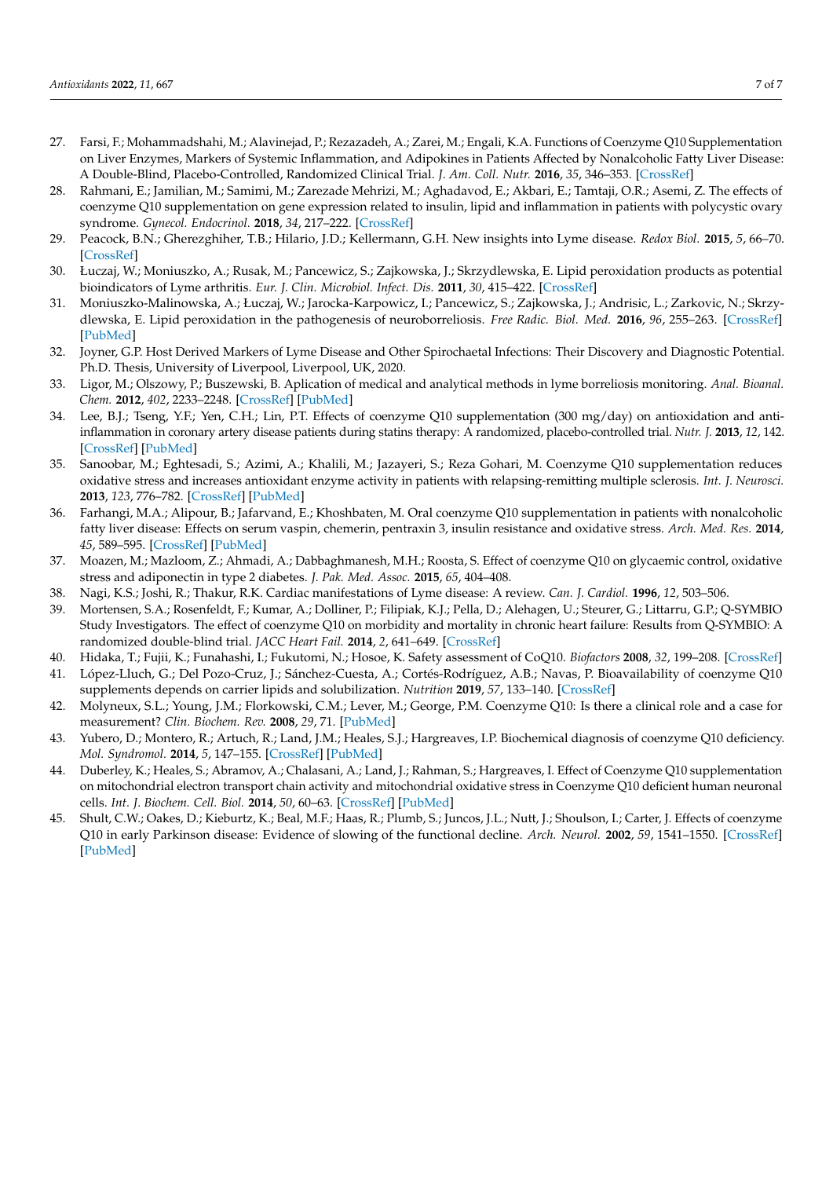27. Farsi, F.; Mohammadshahi, M.; Alavinejad, P.; Rezazadeh, A.; Zarei, M.; Engali, K.A. Functions of Coenzyme Q10 Supplementation on Liver Enzymes, Markers of Systemic Inflammation, and Adipokines in Patients Affected by Nonalcoholic Fatty Liver Disease: A Double-Blind, Placebo-Controlled, Randomized Clinical Trial. *J. Am. Coll. Nutr.* **2016**, *35*, 346–353. [CrossRef]
28. Rahmani, E.; Jamilian, M.; Samimi, M.; Zarezade Mehrizi, M.; Aghadavod, E.; Akbari, E.; Tamtaji, O.R.; Asemi, Z. The effects of coenzyme Q10 supplementation on gene expression related to insulin, lipid and inflammation in patients with polycystic ovary syndrome. *Gynecol. Endocrinol.* **2018**, *34*, 217–222. [CrossRef]
29. Peacock, B.N.; Gherezghiher, T.B.; Hilario, J.D.; Kellermann, G.H. New insights into Lyme disease. *Redox Biol.* **2015**, *5*, 66–70. [CrossRef]
30. Łuczaj, W.; Moniuszko, A.; Rusak, M.; Pancewicz, S.; Zajkowska, J.; Skrzydlewska, E. Lipid peroxidation products as potential bioindicators of Lyme arthritis. *Eur. J. Clin. Microbiol. Infect. Dis.* **2011**, *30*, 415–422. [CrossRef]
31. Moniuszko-Malinowska, A.; Łuczaj, W.; Jarocka-Karpowicz, I.; Pancewicz, S.; Zajkowska, J.; Andrisic, L.; Zarkovic, N.; Skrzydlewska, E. Lipid peroxidation in the pathogenesis of neuroborreliosis. *Free Radic. Biol. Med.* **2016**, *96*, 255–263. [CrossRef] [PubMed]
32. Joyner, G.P. Host Derived Markers of Lyme Disease and Other Spirochaetal Infections: Their Discovery and Diagnostic Potential. Ph.D. Thesis, University of Liverpool, Liverpool, UK, 2020.
33. Ligor, M.; Olszowy, P.; Buszewski, B. Aplication of medical and analytical methods in lyme borreliosis monitoring. *Anal. Bioanal. Chem.* **2012**, *402*, 2233–2248. [CrossRef] [PubMed]
34. Lee, B.J.; Tseng, Y.F.; Yen, C.H.; Lin, P.T. Effects of coenzyme Q10 supplementation (300 mg/day) on antioxidation and anti-inflammation in coronary artery disease patients during statins therapy: A randomized, placebo-controlled trial. *Nutr. J.* **2013**, *12*, 142. [CrossRef] [PubMed]
35. Sanoobar, M.; Eghtesadi, S.; Azimi, A.; Khalili, M.; Jazayeri, S.; Reza Gohari, M. Coenzyme Q10 supplementation reduces oxidative stress and increases antioxidant enzyme activity in patients with relapsing-remitting multiple sclerosis. *Int. J. Neurosci.* **2013**, *123*, 776–782. [CrossRef] [PubMed]
36. Farhangi, M.A.; Alipour, B.; Jafarvand, E.; Khoshbaten, M. Oral coenzyme Q10 supplementation in patients with nonalcoholic fatty liver disease: Effects on serum vaspin, chemerin, pentraxin 3, insulin resistance and oxidative stress. *Arch. Med. Res.* **2014**, *45*, 589–595. [CrossRef] [PubMed]
37. Moazen, M.; Mazloom, Z.; Ahmadi, A.; Dabbaghmanesh, M.H.; Roosta, S. Effect of coenzyme Q10 on glycaemic control, oxidative stress and adiponectin in type 2 diabetes. *J. Pak. Med. Assoc.* **2015**, *65*, 404–408.
38. Nagi, K.S.; Joshi, R.; Thakur, R.K. Cardiac manifestations of Lyme disease: A review. *Can. J. Cardiol.* **1996**, *12*, 503–506.
39. Mortensen, S.A.; Rosenfeldt, F.; Kumar, A.; Dolliner, P.; Filipiak, K.J.; Pella, D.; Alehagen, U.; Steurer, G.; Littarru, G.P.; Q-SYMBIO Study Investigators. The effect of coenzyme Q10 on morbidity and mortality in chronic heart failure: Results from Q-SYMBIO: A randomized double-blind trial. *JACC Heart Fail.* **2014**, *2*, 641–649. [CrossRef]
40. Hidaka, T.; Fujii, K.; Funahashi, I.; Fukutomi, N.; Hosoe, K. Safety assessment of CoQ10. *Biofactors* **2008**, *32*, 199–208. [CrossRef]
41. López-Lluch, G.; Del Pozo-Cruz, J.; Sánchez-Cuesta, A.; Cortés-Rodríguez, A.B.; Navas, P. Bioavailability of coenzyme Q10 supplements depends on carrier lipids and solubilization. *Nutrition* **2019**, *57*, 133–140. [CrossRef]
42. Molyneux, S.L.; Young, J.M.; Florkowski, C.M.; Lever, M.; George, P.M. Coenzyme Q10: Is there a clinical role and a case for measurement? *Clin. Biochem. Rev.* **2008**, *29*, 71. [PubMed]
43. Yubero, D.; Montero, R.; Artuch, R.; Land, J.M.; Heales, S.J.; Hargreaves, I.P. Biochemical diagnosis of coenzyme Q10 deficiency. *Mol. Syndromol.* **2014**, *5*, 147–155. [CrossRef] [PubMed]
44. Duberley, K.; Heales, S.; Abramov, A.; Chalasani, A.; Land, J.; Rahman, S.; Hargreaves, I. Effect of Coenzyme Q10 supplementation on mitochondrial electron transport chain activity and mitochondrial oxidative stress in Coenzyme Q10 deficient human neuronal cells. *Int. J. Biochem. Cell. Biol.* **2014**, *50*, 60–63. [CrossRef] [PubMed]
45. Shult, C.W.; Oakes, D.; Kieburtz, K.; Beal, M.F.; Haas, R.; Plumb, S.; Juncos, J.L.; Nutt, J.; Shoulson, I.; Carter, J. Effects of coenzyme Q10 in early Parkinson disease: Evidence of slowing of the functional decline. *Arch. Neurol.* **2002**, *59*, 1541–1550. [CrossRef] [PubMed]